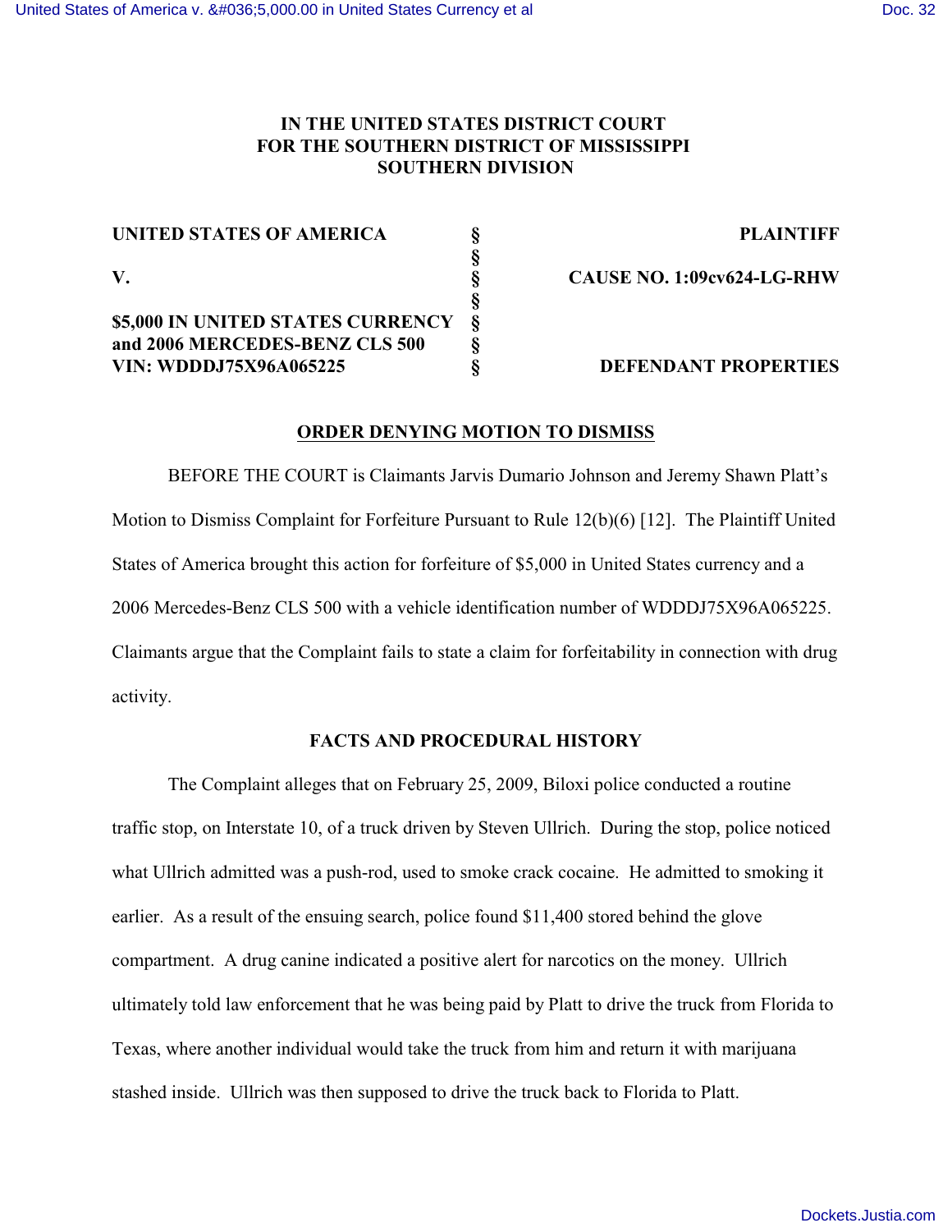**IN THE UNITED STATES DISTRICT COURT**
**FOR THE SOUTHERN DISTRICT OF MISSISSIPPI**
**SOUTHERN DIVISION**

| | | |
|---|---|---|
| **UNITED STATES OF AMERICA** | § | **PLAINTIFF** |
| | § | |
| **V.** | § | **CAUSE NO. 1:09cv624-LG-RHW** |
| | § | |
| **$5,000 IN UNITED STATES CURRENCY** | § | |
| **and 2006 MERCEDES-BENZ CLS 500** | § | |
| **VIN: WDDDJ75X96A065225** | § | **DEFENDANT PROPERTIES** |

## ORDER DENYING MOTION TO DISMISS

BEFORE THE COURT is Claimants Jarvis Dumario Johnson and Jeremy Shawn Platt's Motion to Dismiss Complaint for Forfeiture Pursuant to Rule 12(b)(6) [12]. The Plaintiff United States of America brought this action for forfeiture of $5,000 in United States currency and a 2006 Mercedes-Benz CLS 500 with a vehicle identification number of WDDDJ75X96A065225. Claimants argue that the Complaint fails to state a claim for forfeitability in connection with drug activity.

## FACTS AND PROCEDURAL HISTORY

The Complaint alleges that on February 25, 2009, Biloxi police conducted a routine traffic stop, on Interstate 10, of a truck driven by Steven Ullrich. During the stop, police noticed what Ullrich admitted was a push-rod, used to smoke crack cocaine. He admitted to smoking it earlier. As a result of the ensuing search, police found $11,400 stored behind the glove compartment. A drug canine indicated a positive alert for narcotics on the money. Ullrich ultimately told law enforcement that he was being paid by Platt to drive the truck from Florida to Texas, where another individual would take the truck from him and return it with marijuana stashed inside. Ullrich was then supposed to drive the truck back to Florida to Platt.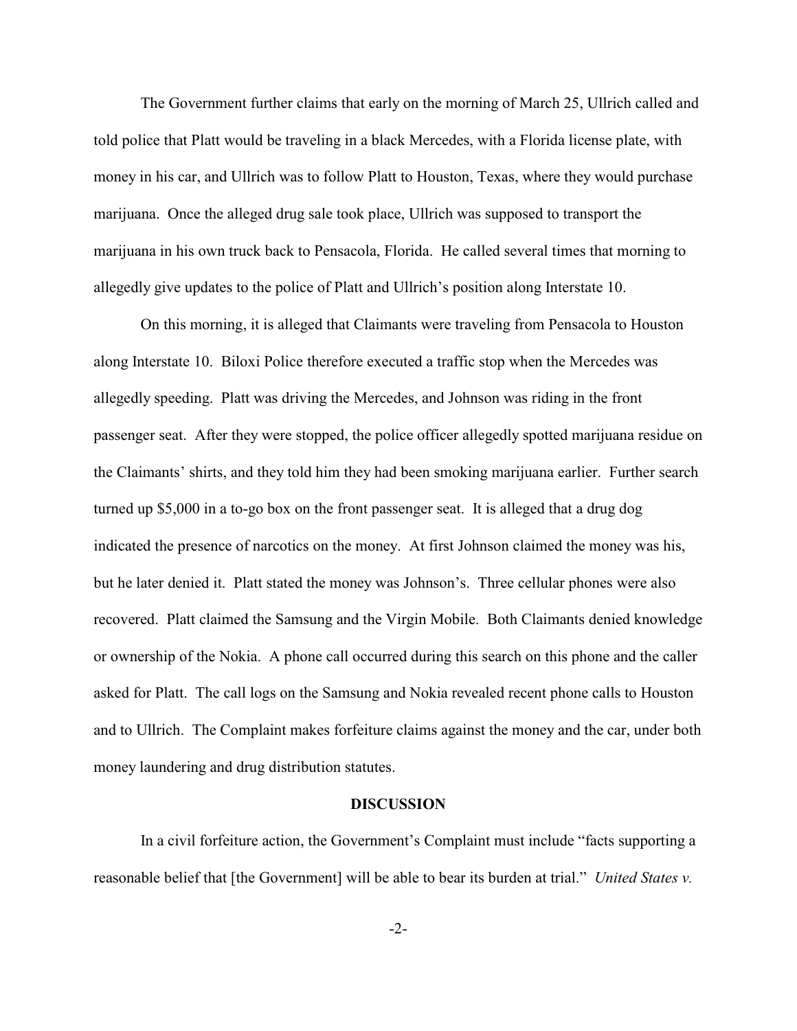The Government further claims that early on the morning of March 25, Ullrich called and told police that Platt would be traveling in a black Mercedes, with a Florida license plate, with money in his car, and Ullrich was to follow Platt to Houston, Texas, where they would purchase marijuana. Once the alleged drug sale took place, Ullrich was supposed to transport the marijuana in his own truck back to Pensacola, Florida. He called several times that morning to allegedly give updates to the police of Platt and Ullrich's position along Interstate 10.

On this morning, it is alleged that Claimants were traveling from Pensacola to Houston along Interstate 10. Biloxi Police therefore executed a traffic stop when the Mercedes was allegedly speeding. Platt was driving the Mercedes, and Johnson was riding in the front passenger seat. After they were stopped, the police officer allegedly spotted marijuana residue on the Claimants' shirts, and they told him they had been smoking marijuana earlier. Further search turned up $5,000 in a to-go box on the front passenger seat. It is alleged that a drug dog indicated the presence of narcotics on the money. At first Johnson claimed the money was his, but he later denied it. Platt stated the money was Johnson's. Three cellular phones were also recovered. Platt claimed the Samsung and the Virgin Mobile. Both Claimants denied knowledge or ownership of the Nokia. A phone call occurred during this search on this phone and the caller asked for Platt. The call logs on the Samsung and Nokia revealed recent phone calls to Houston and to Ullrich. The Complaint makes forfeiture claims against the money and the car, under both money laundering and drug distribution statutes.

## DISCUSSION

In a civil forfeiture action, the Government's Complaint must include "facts supporting a reasonable belief that [the Government] will be able to bear its burden at trial." *United States v.*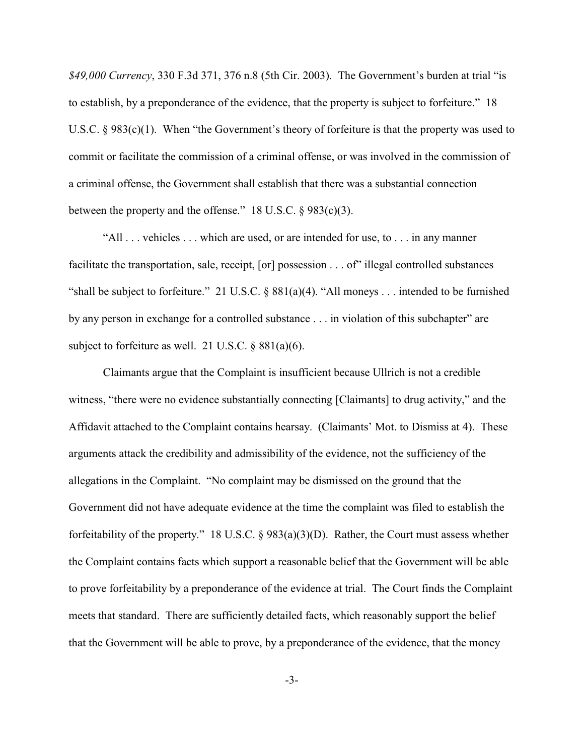*$49,000 Currency*, 330 F.3d 371, 376 n.8 (5th Cir. 2003). The Government's burden at trial "is to establish, by a preponderance of the evidence, that the property is subject to forfeiture." 18 U.S.C. § 983(c)(1). When "the Government's theory of forfeiture is that the property was used to commit or facilitate the commission of a criminal offense, or was involved in the commission of a criminal offense, the Government shall establish that there was a substantial connection between the property and the offense." 18 U.S.C. § 983(c)(3).

"All . . . vehicles . . . which are used, or are intended for use, to . . . in any manner facilitate the transportation, sale, receipt, [or] possession . . . of" illegal controlled substances "shall be subject to forfeiture." 21 U.S.C. § 881(a)(4). "All moneys . . . intended to be furnished by any person in exchange for a controlled substance . . . in violation of this subchapter" are subject to forfeiture as well. 21 U.S.C. § 881(a)(6).

Claimants argue that the Complaint is insufficient because Ullrich is not a credible witness, "there were no evidence substantially connecting [Claimants] to drug activity," and the Affidavit attached to the Complaint contains hearsay. (Claimants' Mot. to Dismiss at 4). These arguments attack the credibility and admissibility of the evidence, not the sufficiency of the allegations in the Complaint. "No complaint may be dismissed on the ground that the Government did not have adequate evidence at the time the complaint was filed to establish the forfeitability of the property." 18 U.S.C. § 983(a)(3)(D). Rather, the Court must assess whether the Complaint contains facts which support a reasonable belief that the Government will be able to prove forfeitability by a preponderance of the evidence at trial. The Court finds the Complaint meets that standard. There are sufficiently detailed facts, which reasonably support the belief that the Government will be able to prove, by a preponderance of the evidence, that the money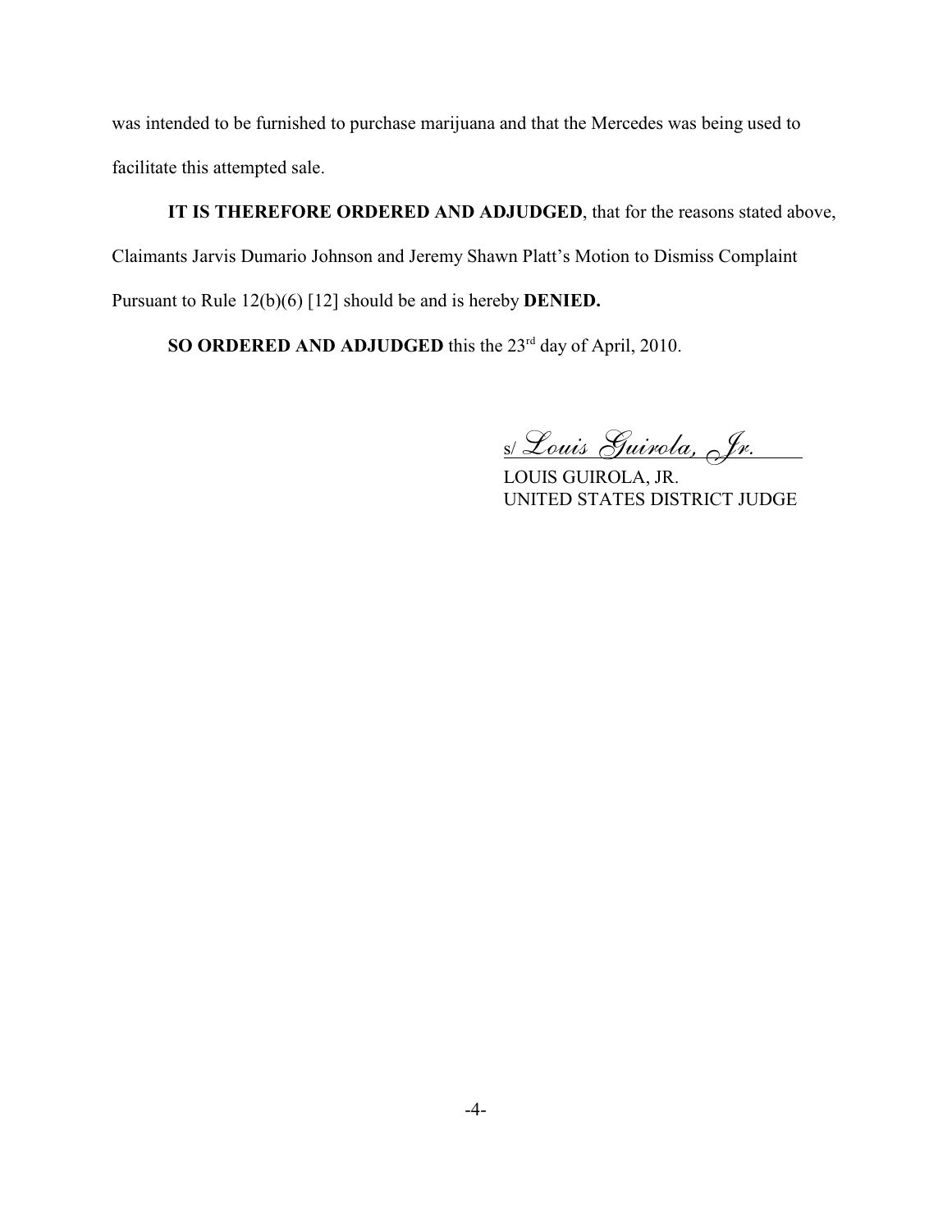was intended to be furnished to purchase marijuana and that the Mercedes was being used to facilitate this attempted sale.

**IT IS THEREFORE ORDERED AND ADJUDGED**, that for the reasons stated above, Claimants Jarvis Dumario Johnson and Jeremy Shawn Platt's Motion to Dismiss Complaint Pursuant to Rule 12(b)(6) [12] should be and is hereby **DENIED.**

**SO ORDERED AND ADJUDGED** this the 23rd day of April, 2010.

s/ *Louis Guirola, Jr.*
LOUIS GUIROLA, JR.
UNITED STATES DISTRICT JUDGE